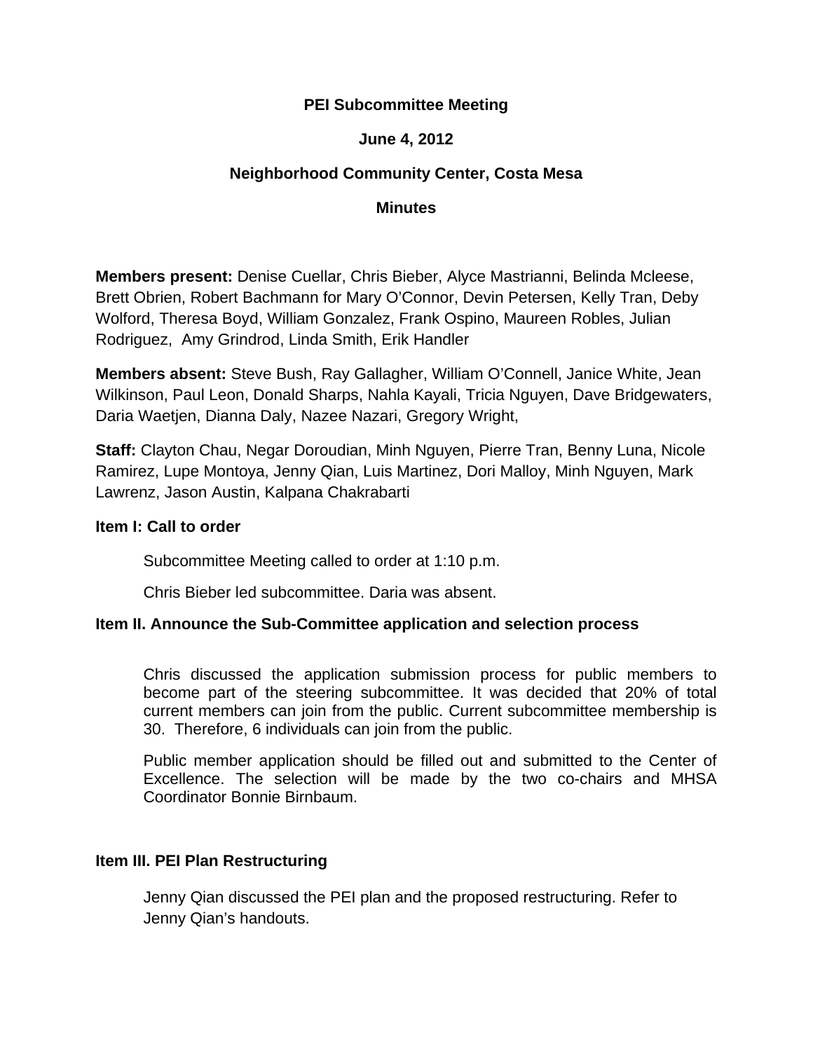**PEI Subcommittee Meeting**

**June 4, 2012**

**Neighborhood Community Center, Costa Mesa**

**Minutes**

**Members present:** Denise Cuellar, Chris Bieber, Alyce Mastrianni, Belinda Mcleese, Brett Obrien, Robert Bachmann for Mary O'Connor, Devin Petersen, Kelly Tran, Deby Wolford, Theresa Boyd, William Gonzalez, Frank Ospino, Maureen Robles, Julian Rodriguez, Amy Grindrod, Linda Smith, Erik Handler

**Members absent:** Steve Bush, Ray Gallagher, William O'Connell, Janice White, Jean Wilkinson, Paul Leon, Donald Sharps, Nahla Kayali, Tricia Nguyen, Dave Bridgewaters, Daria Waetjen, Dianna Daly, Nazee Nazari, Gregory Wright,

**Staff:** Clayton Chau, Negar Doroudian, Minh Nguyen, Pierre Tran, Benny Luna, Nicole Ramirez, Lupe Montoya, Jenny Qian, Luis Martinez, Dori Malloy, Minh Nguyen, Mark Lawrenz, Jason Austin, Kalpana Chakrabarti

**Item I: Call to order**

Subcommittee Meeting called to order at 1:10 p.m.

Chris Bieber led subcommittee. Daria was absent.

**Item II. Announce the Sub-Committee application and selection process**

Chris discussed the application submission process for public members to become part of the steering subcommittee. It was decided that 20% of total current members can join from the public. Current subcommittee membership is 30. Therefore, 6 individuals can join from the public.

Public member application should be filled out and submitted to the Center of Excellence. The selection will be made by the two co-chairs and MHSA Coordinator Bonnie Birnbaum.

**Item III. PEI Plan Restructuring**

Jenny Qian discussed the PEI plan and the proposed restructuring. Refer to Jenny Qian's handouts.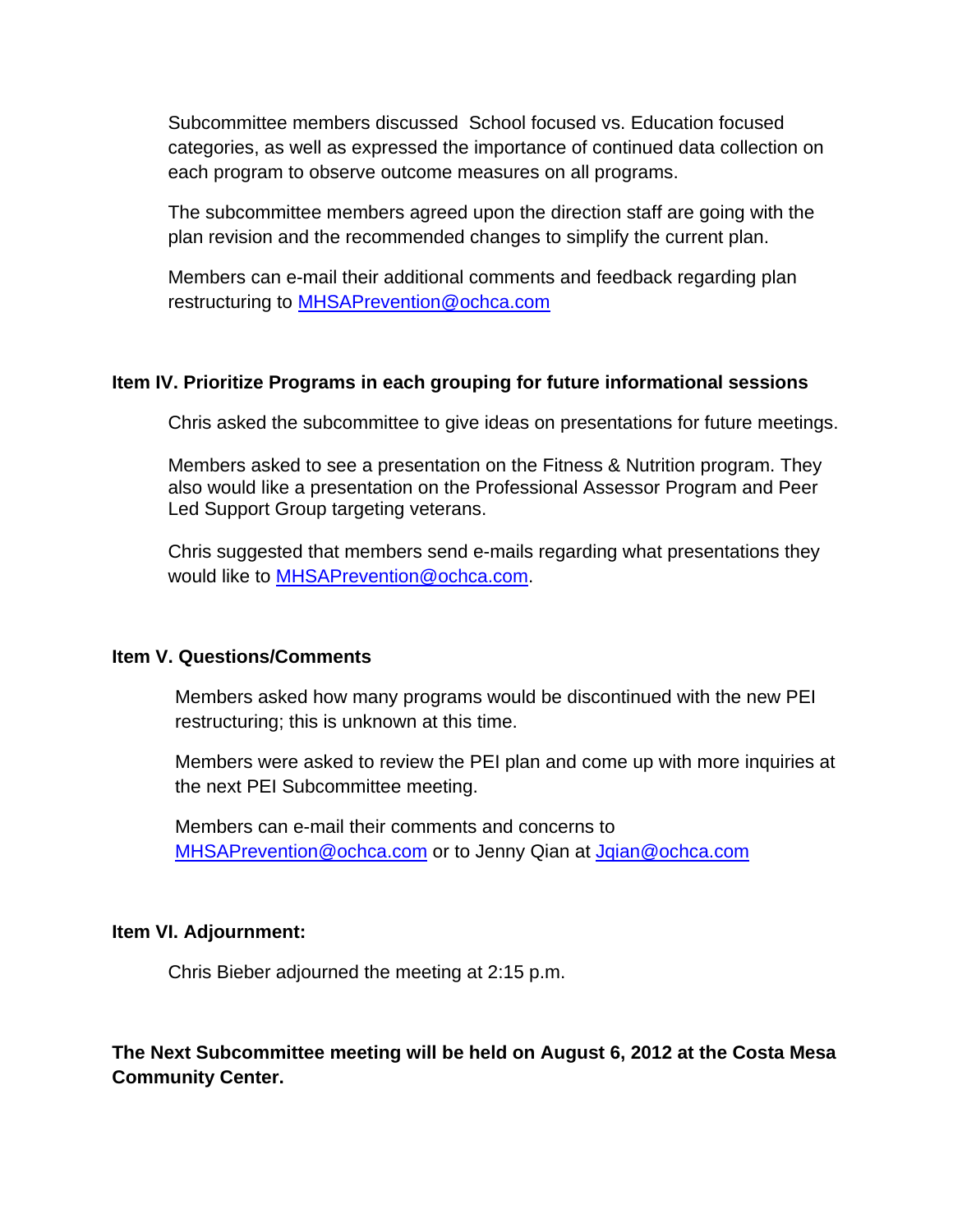Subcommittee members discussed School focused vs. Education focused categories, as well as expressed the importance of continued data collection on each program to observe outcome measures on all programs.

The subcommittee members agreed upon the direction staff are going with the plan revision and the recommended changes to simplify the current plan.

Members can e-mail their additional comments and feedback regarding plan restructuring to MHSAPrevention@ochca.com

**Item IV. Prioritize Programs in each grouping for future informational sessions**

Chris asked the subcommittee to give ideas on presentations for future meetings.

Members asked to see a presentation on the Fitness & Nutrition program. They also would like a presentation on the Professional Assessor Program and Peer Led Support Group targeting veterans.

Chris suggested that members send e-mails regarding what presentations they would like to MHSAPrevention@ochca.com.

**Item V. Questions/Comments**

Members asked how many programs would be discontinued with the new PEI restructuring; this is unknown at this time.

Members were asked to review the PEI plan and come up with more inquiries at the next PEI Subcommittee meeting.

Members can e-mail their comments and concerns to MHSAPrevention@ochca.com or to Jenny Qian at Jqian@ochca.com

**Item VI. Adjournment:**

Chris Bieber adjourned the meeting at 2:15 p.m.

**The Next Subcommittee meeting will be held on August 6, 2012 at the Costa Mesa Community Center.**